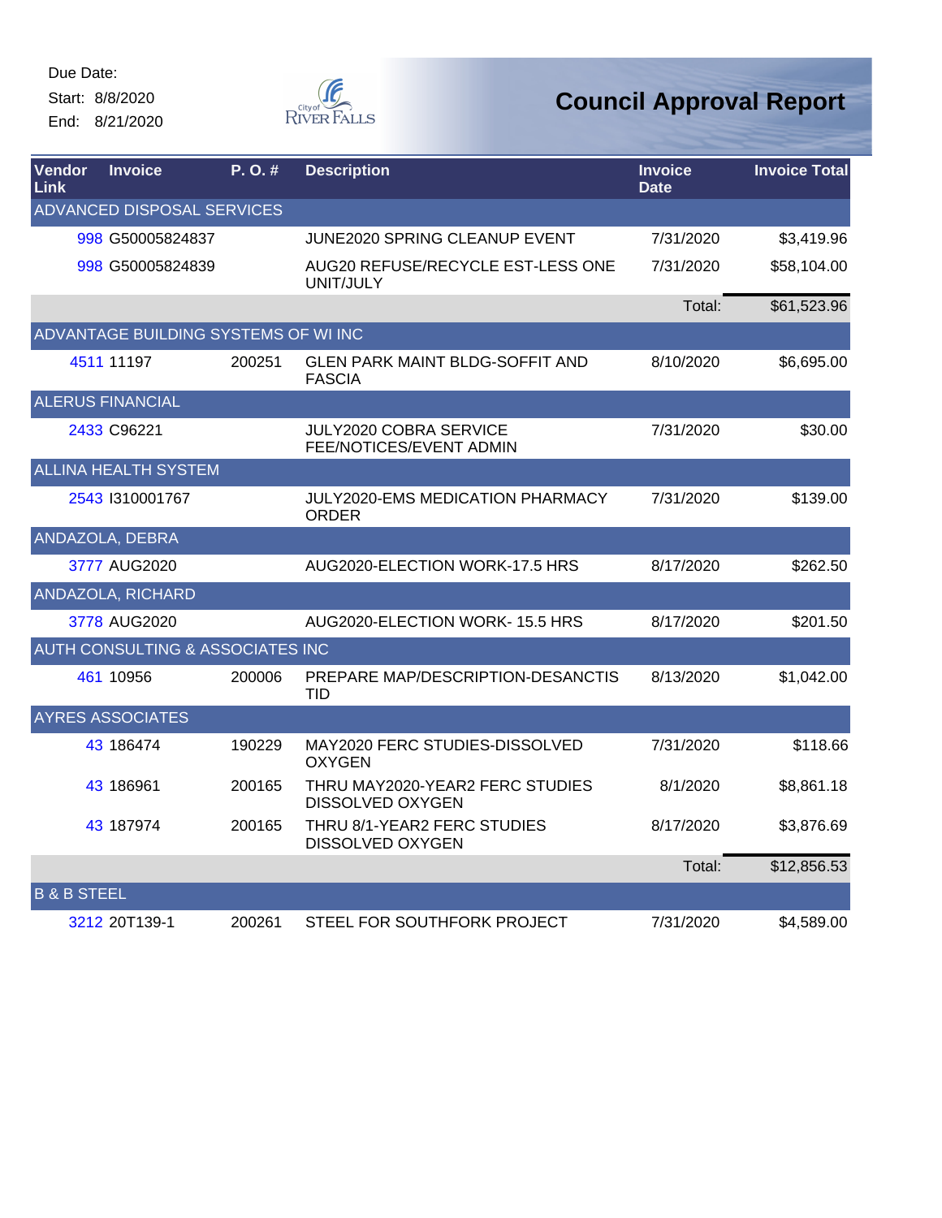Due Date:
Start: 8/8/2020
End: 8/21/2020

City of River Falls

# Council Approval Report

| Vendor Link | Invoice | P. O. # | Description | Invoice Date | Invoice Total |
|---|---|---|---|---|---|
| ADVANCED DISPOSAL SERVICES | | | | | |
| 998 | G50005824837 | | JUNE2020 SPRING CLEANUP EVENT | 7/31/2020 | $3,419.96 |
| 998 | G50005824839 | | AUG20 REFUSE/RECYCLE EST-LESS ONE UNIT/JULY | 7/31/2020 | $58,104.00 |
| | | | | Total: | $61,523.96 |
| ADVANTAGE BUILDING SYSTEMS OF WI INC | | | | | |
| 4511 | 11197 | 200251 | GLEN PARK MAINT BLDG-SOFFIT AND FASCIA | 8/10/2020 | $6,695.00 |
| ALERUS FINANCIAL | | | | | |
| 2433 | C96221 | | JULY2020 COBRA SERVICE FEE/NOTICES/EVENT ADMIN | 7/31/2020 | $30.00 |
| ALLINA HEALTH SYSTEM | | | | | |
| 2543 | I310001767 | | JULY2020-EMS MEDICATION PHARMACY ORDER | 7/31/2020 | $139.00 |
| ANDAZOLA, DEBRA | | | | | |
| 3777 | AUG2020 | | AUG2020-ELECTION WORK-17.5 HRS | 8/17/2020 | $262.50 |
| ANDAZOLA, RICHARD | | | | | |
| 3778 | AUG2020 | | AUG2020-ELECTION WORK- 15.5 HRS | 8/17/2020 | $201.50 |
| AUTH CONSULTING & ASSOCIATES INC | | | | | |
| 461 | 10956 | 200006 | PREPARE MAP/DESCRIPTION-DESANCTIS TID | 8/13/2020 | $1,042.00 |
| AYRES ASSOCIATES | | | | | |
| 43 | 186474 | 190229 | MAY2020 FERC STUDIES-DISSOLVED OXYGEN | 7/31/2020 | $118.66 |
| 43 | 186961 | 200165 | THRU MAY2020-YEAR2 FERC STUDIES DISSOLVED OXYGEN | 8/1/2020 | $8,861.18 |
| 43 | 187974 | 200165 | THRU 8/1-YEAR2 FERC STUDIES DISSOLVED OXYGEN | 8/17/2020 | $3,876.69 |
| | | | | Total: | $12,856.53 |
| B & B STEEL | | | | | |
| 3212 | 20T139-1 | 200261 | STEEL FOR SOUTHFORK PROJECT | 7/31/2020 | $4,589.00 |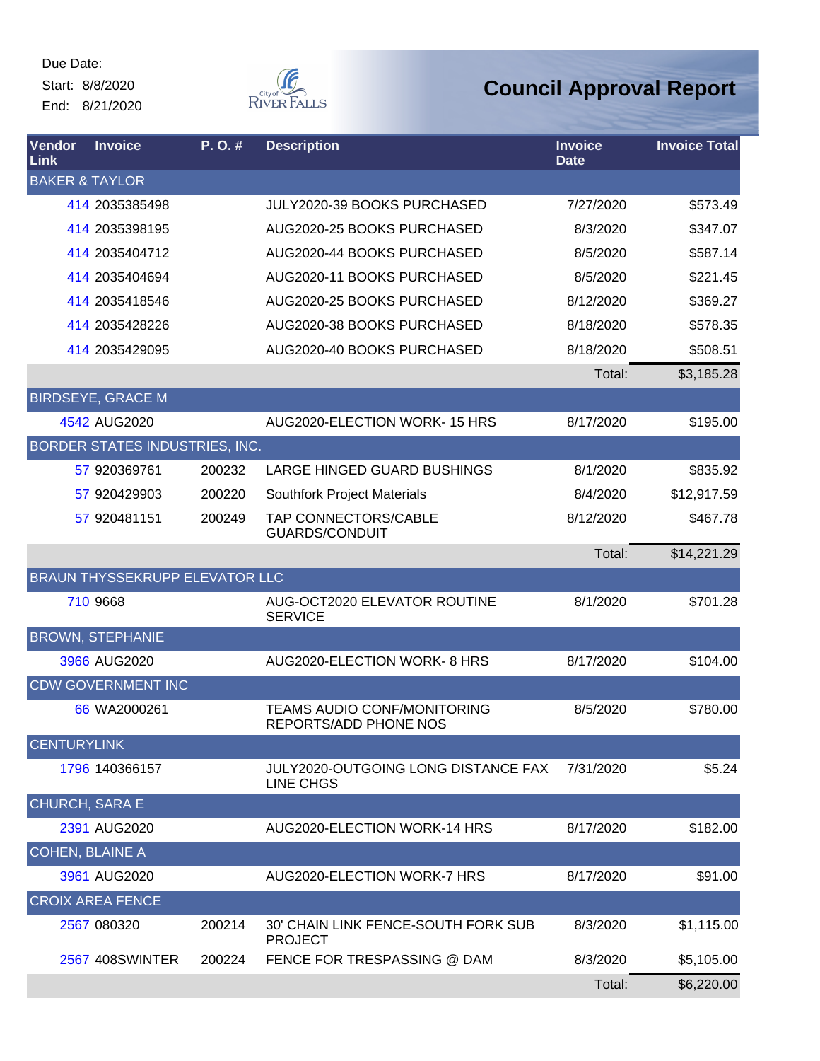Due Date:
Start: 8/8/2020
End: 8/21/2020

City of River Falls

# Council Approval Report

| Vendor Link | Invoice | P. O. # | Description | Invoice Date | Invoice Total |
|---|---|---|---|---|---|
| BAKER & TAYLOR | | | | | |
| 414 | 2035385498 | | JULY2020-39 BOOKS PURCHASED | 7/27/2020 | $573.49 |
| 414 | 2035398195 | | AUG2020-25 BOOKS PURCHASED | 8/3/2020 | $347.07 |
| 414 | 2035404712 | | AUG2020-44 BOOKS PURCHASED | 8/5/2020 | $587.14 |
| 414 | 2035404694 | | AUG2020-11 BOOKS PURCHASED | 8/5/2020 | $221.45 |
| 414 | 2035418546 | | AUG2020-25 BOOKS PURCHASED | 8/12/2020 | $369.27 |
| 414 | 2035428226 | | AUG2020-38 BOOKS PURCHASED | 8/18/2020 | $578.35 |
| 414 | 2035429095 | | AUG2020-40 BOOKS PURCHASED | 8/18/2020 | $508.51 |
| | | | | Total: | $3,185.28 |
| BIRDSEYE, GRACE M | | | | | |
| 4542 | AUG2020 | | AUG2020-ELECTION WORK- 15 HRS | 8/17/2020 | $195.00 |
| BORDER STATES INDUSTRIES, INC. | | | | | |
| 57 | 920369761 | 200232 | LARGE HINGED GUARD BUSHINGS | 8/1/2020 | $835.92 |
| 57 | 920429903 | 200220 | Southfork Project Materials | 8/4/2020 | $12,917.59 |
| 57 | 920481151 | 200249 | TAP CONNECTORS/CABLE GUARDS/CONDUIT | 8/12/2020 | $467.78 |
| | | | | Total: | $14,221.29 |
| BRAUN THYSSEKRUPP ELEVATOR LLC | | | | | |
| 710 | 9668 | | AUG-OCT2020 ELEVATOR ROUTINE SERVICE | 8/1/2020 | $701.28 |
| BROWN, STEPHANIE | | | | | |
| 3966 | AUG2020 | | AUG2020-ELECTION WORK- 8 HRS | 8/17/2020 | $104.00 |
| CDW GOVERNMENT INC | | | | | |
| 66 | WA2000261 | | TEAMS AUDIO CONF/MONITORING REPORTS/ADD PHONE NOS | 8/5/2020 | $780.00 |
| CENTURYLINK | | | | | |
| 1796 | 140366157 | | JULY2020-OUTGOING LONG DISTANCE FAX LINE CHGS | 7/31/2020 | $5.24 |
| CHURCH, SARA E | | | | | |
| 2391 | AUG2020 | | AUG2020-ELECTION WORK-14 HRS | 8/17/2020 | $182.00 |
| COHEN, BLAINE A | | | | | |
| 3961 | AUG2020 | | AUG2020-ELECTION WORK-7 HRS | 8/17/2020 | $91.00 |
| CROIX AREA FENCE | | | | | |
| 2567 | 080320 | 200214 | 30' CHAIN LINK FENCE-SOUTH FORK SUB PROJECT | 8/3/2020 | $1,115.00 |
| 2567 | 408SWINTER | 200224 | FENCE FOR TRESPASSING @ DAM | 8/3/2020 | $5,105.00 |
| | | | | Total: | $6,220.00 |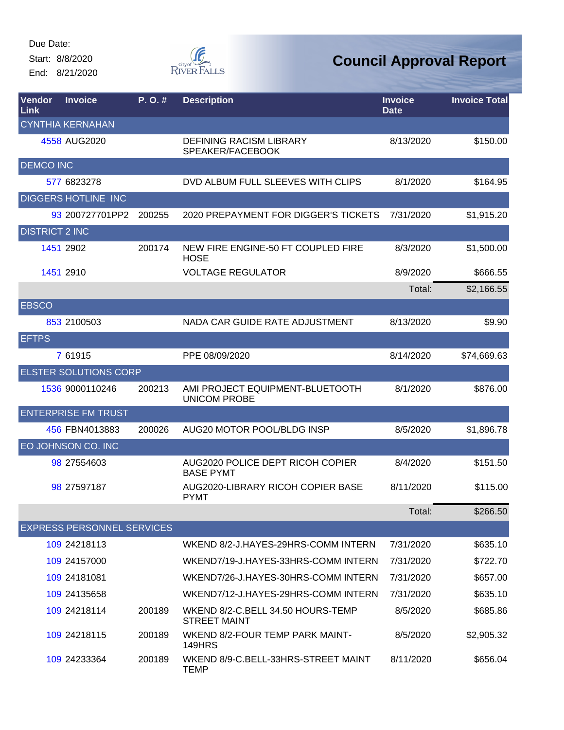Due Date:
Start: 8/8/2020
End: 8/21/2020

City of River Falls

# Council Approval Report

| Vendor Link | Invoice | P. O. # | Description | Invoice Date | Invoice Total |
|---|---|---|---|---|---|
| CYNTHIA KERNAHAN | | | | | |
| 4558 | AUG2020 | | DEFINING RACISM LIBRARY SPEAKER/FACEBOOK | 8/13/2020 | $150.00 |
| DEMCO INC | | | | | |
| 577 | 6823278 | | DVD ALBUM FULL SLEEVES WITH CLIPS | 8/1/2020 | $164.95 |
| DIGGERS HOTLINE INC | | | | | |
| 93 | 200727701PP2 | 200255 | 2020 PREPAYMENT FOR DIGGER'S TICKETS | 7/31/2020 | $1,915.20 |
| DISTRICT 2 INC | | | | | |
| 1451 | 2902 | 200174 | NEW FIRE ENGINE-50 FT COUPLED FIRE HOSE | 8/3/2020 | $1,500.00 |
| 1451 | 2910 | | VOLTAGE REGULATOR | 8/9/2020 | $666.55 |
| | | | | Total: | $2,166.55 |
| EBSCO | | | | | |
| 853 | 2100503 | | NADA CAR GUIDE RATE ADJUSTMENT | 8/13/2020 | $9.90 |
| EFTPS | | | | | |
| 7 | 61915 | | PPE 08/09/2020 | 8/14/2020 | $74,669.63 |
| ELSTER SOLUTIONS CORP | | | | | |
| 1536 | 9000110246 | 200213 | AMI PROJECT EQUIPMENT-BLUETOOTH UNICOM PROBE | 8/1/2020 | $876.00 |
| ENTERPRISE FM TRUST | | | | | |
| 456 | FBN4013883 | 200026 | AUG20 MOTOR POOL/BLDG INSP | 8/5/2020 | $1,896.78 |
| EO JOHNSON CO. INC | | | | | |
| 98 | 27554603 | | AUG2020 POLICE DEPT RICOH COPIER BASE PYMT | 8/4/2020 | $151.50 |
| 98 | 27597187 | | AUG2020-LIBRARY RICOH COPIER BASE PYMT | 8/11/2020 | $115.00 |
| | | | | Total: | $266.50 |
| EXPRESS PERSONNEL SERVICES | | | | | |
| 109 | 24218113 | | WKEND 8/2-J.HAYES-29HRS-COMM INTERN | 7/31/2020 | $635.10 |
| 109 | 24157000 | | WKEND7/19-J.HAYES-33HRS-COMM INTERN | 7/31/2020 | $722.70 |
| 109 | 24181081 | | WKEND7/26-J.HAYES-30HRS-COMM INTERN | 7/31/2020 | $657.00 |
| 109 | 24135658 | | WKEND7/12-J.HAYES-29HRS-COMM INTERN | 7/31/2020 | $635.10 |
| 109 | 24218114 | 200189 | WKEND 8/2-C.BELL 34.50 HOURS-TEMP STREET MAINT | 8/5/2020 | $685.86 |
| 109 | 24218115 | 200189 | WKEND 8/2-FOUR TEMP PARK MAINT-149HRS | 8/5/2020 | $2,905.32 |
| 109 | 24233364 | 200189 | WKEND 8/9-C.BELL-33HRS-STREET MAINT TEMP | 8/11/2020 | $656.04 |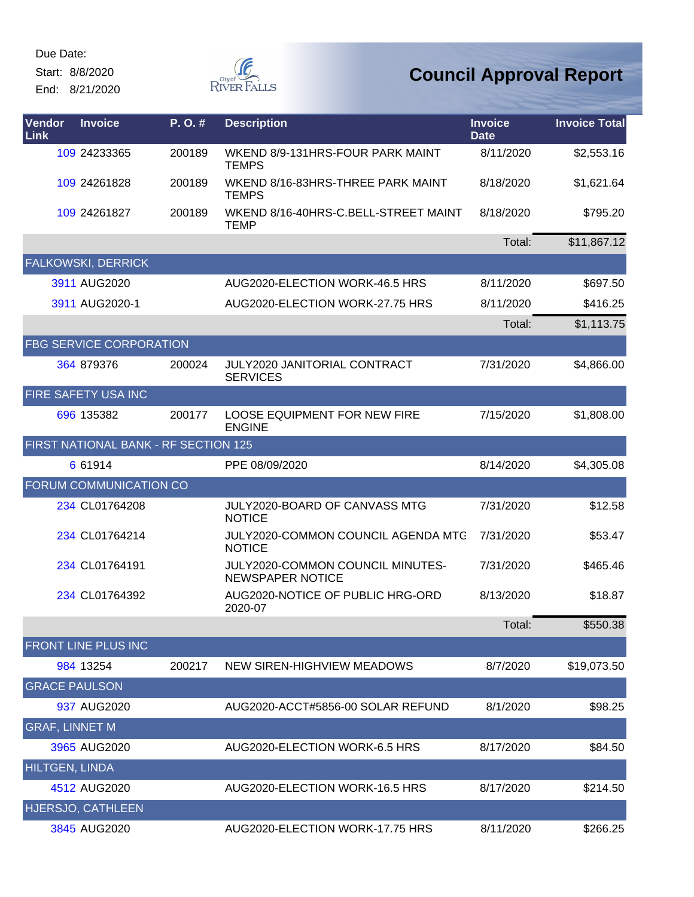Due Date:

Start: 8/8/2020

End: 8/21/2020

# Council Approval Report

| Vendor Link | Invoice | P. O. # | Description | Invoice Date | Invoice Total |
|---|---|---|---|---|---|
| 109 | 24233365 | 200189 | WKEND 8/9-131HRS-FOUR PARK MAINT TEMPS | 8/11/2020 | $2,553.16 |
| 109 | 24261828 | 200189 | WKEND 8/16-83HRS-THREE PARK MAINT TEMPS | 8/18/2020 | $1,621.64 |
| 109 | 24261827 | 200189 | WKEND 8/16-40HRS-C.BELL-STREET MAINT TEMP | 8/18/2020 | $795.20 |
| | | | | Total: | $11,867.12 |
| FALKOWSKI, DERRICK | | | | | |
| 3911 | AUG2020 | | AUG2020-ELECTION WORK-46.5 HRS | 8/11/2020 | $697.50 |
| 3911 | AUG2020-1 | | AUG2020-ELECTION WORK-27.75 HRS | 8/11/2020 | $416.25 |
| | | | | Total: | $1,113.75 |
| FBG SERVICE CORPORATION | | | | | |
| 364 | 879376 | 200024 | JULY2020 JANITORIAL CONTRACT SERVICES | 7/31/2020 | $4,866.00 |
| FIRE SAFETY USA INC | | | | | |
| 696 | 135382 | 200177 | LOOSE EQUIPMENT FOR NEW FIRE ENGINE | 7/15/2020 | $1,808.00 |
| FIRST NATIONAL BANK - RF SECTION 125 | | | | | |
| 6 | 61914 | | PPE 08/09/2020 | 8/14/2020 | $4,305.08 |
| FORUM COMMUNICATION CO | | | | | |
| 234 | CL01764208 | | JULY2020-BOARD OF CANVASS MTG NOTICE | 7/31/2020 | $12.58 |
| 234 | CL01764214 | | JULY2020-COMMON COUNCIL AGENDA MTG NOTICE | 7/31/2020 | $53.47 |
| 234 | CL01764191 | | JULY2020-COMMON COUNCIL MINUTES-NEWSPAPER NOTICE | 7/31/2020 | $465.46 |
| 234 | CL01764392 | | AUG2020-NOTICE OF PUBLIC HRG-ORD 2020-07 | 8/13/2020 | $18.87 |
| | | | | Total: | $550.38 |
| FRONT LINE PLUS INC | | | | | |
| 984 | 13254 | 200217 | NEW SIREN-HIGHVIEW MEADOWS | 8/7/2020 | $19,073.50 |
| GRACE PAULSON | | | | | |
| 937 | AUG2020 | | AUG2020-ACCT#5856-00 SOLAR REFUND | 8/1/2020 | $98.25 |
| GRAF, LINNET M | | | | | |
| 3965 | AUG2020 | | AUG2020-ELECTION WORK-6.5 HRS | 8/17/2020 | $84.50 |
| HILTGEN, LINDA | | | | | |
| 4512 | AUG2020 | | AUG2020-ELECTION WORK-16.5 HRS | 8/17/2020 | $214.50 |
| HJERSJO, CATHLEEN | | | | | |
| 3845 | AUG2020 | | AUG2020-ELECTION WORK-17.75 HRS | 8/11/2020 | $266.25 |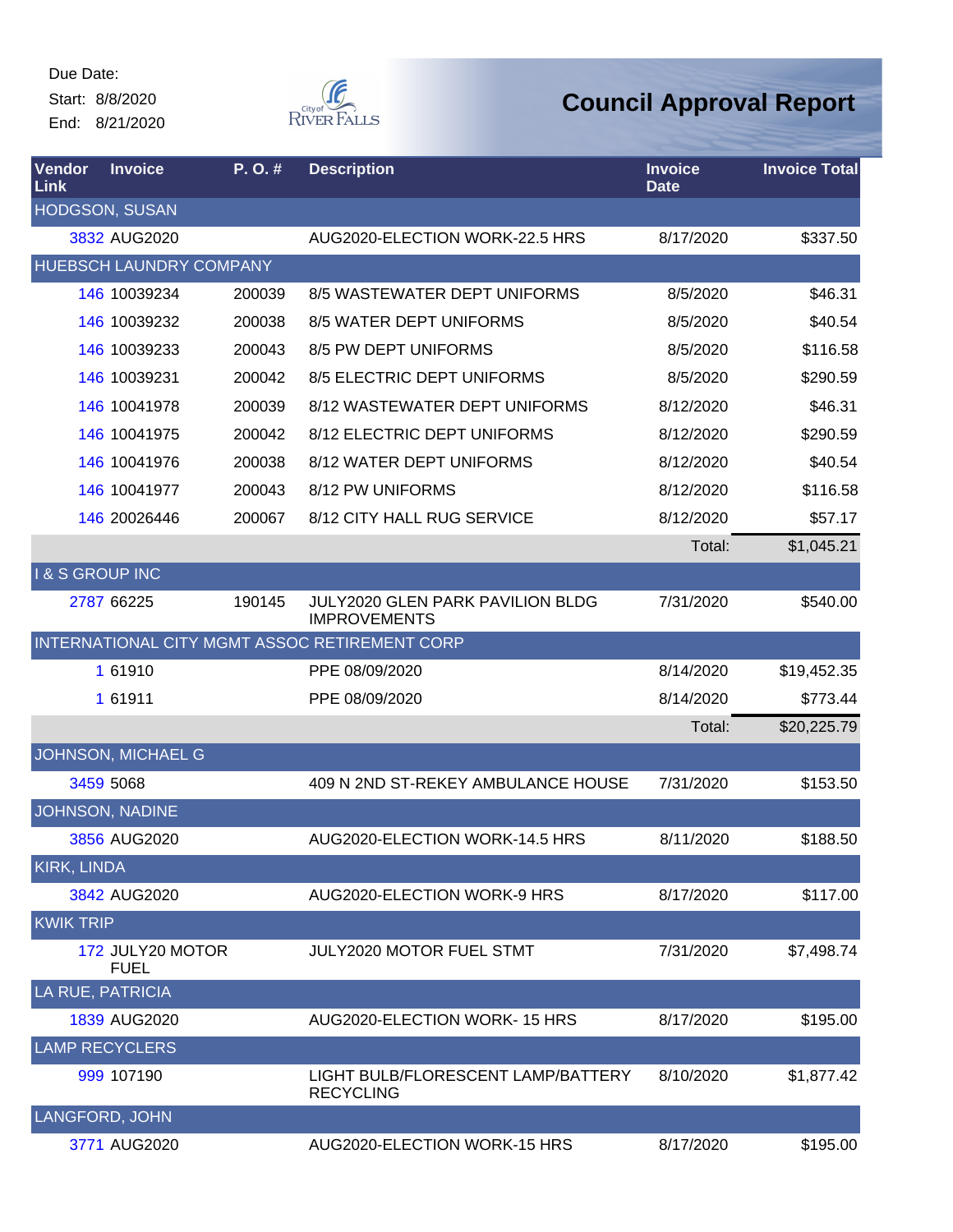Due Date:

Start: 8/8/2020

End: 8/21/2020

# Council Approval Report

| Vendor Link | Invoice | P. O. # | Description | Invoice Date | Invoice Total |
|---|---|---|---|---|---|
| HODGSON, SUSAN | | | | | |
| 3832 | AUG2020 | | AUG2020-ELECTION WORK-22.5 HRS | 8/17/2020 | $337.50 |
| HUEBSCH LAUNDRY COMPANY | | | | | |
| 146 | 10039234 | 200039 | 8/5 WASTEWATER DEPT UNIFORMS | 8/5/2020 | $46.31 |
| 146 | 10039232 | 200038 | 8/5 WATER DEPT UNIFORMS | 8/5/2020 | $40.54 |
| 146 | 10039233 | 200043 | 8/5 PW DEPT UNIFORMS | 8/5/2020 | $116.58 |
| 146 | 10039231 | 200042 | 8/5 ELECTRIC DEPT UNIFORMS | 8/5/2020 | $290.59 |
| 146 | 10041978 | 200039 | 8/12 WASTEWATER DEPT UNIFORMS | 8/12/2020 | $46.31 |
| 146 | 10041975 | 200042 | 8/12 ELECTRIC DEPT UNIFORMS | 8/12/2020 | $290.59 |
| 146 | 10041976 | 200038 | 8/12 WATER DEPT UNIFORMS | 8/12/2020 | $40.54 |
| 146 | 10041977 | 200043 | 8/12 PW UNIFORMS | 8/12/2020 | $116.58 |
| 146 | 20026446 | 200067 | 8/12 CITY HALL RUG SERVICE | 8/12/2020 | $57.17 |
| | | | | Total: | $1,045.21 |
| I & S GROUP INC | | | | | |
| 2787 | 66225 | 190145 | JULY2020 GLEN PARK PAVILION BLDG IMPROVEMENTS | 7/31/2020 | $540.00 |
| INTERNATIONAL CITY MGMT ASSOC RETIREMENT CORP | | | | | |
| 1 | 61910 | | PPE 08/09/2020 | 8/14/2020 | $19,452.35 |
| 1 | 61911 | | PPE 08/09/2020 | 8/14/2020 | $773.44 |
| | | | | Total: | $20,225.79 |
| JOHNSON, MICHAEL G | | | | | |
| 3459 | 5068 | | 409 N 2ND ST-REKEY AMBULANCE HOUSE | 7/31/2020 | $153.50 |
| JOHNSON, NADINE | | | | | |
| 3856 | AUG2020 | | AUG2020-ELECTION WORK-14.5 HRS | 8/11/2020 | $188.50 |
| KIRK, LINDA | | | | | |
| 3842 | AUG2020 | | AUG2020-ELECTION WORK-9 HRS | 8/17/2020 | $117.00 |
| KWIK TRIP | | | | | |
| 172 | JULY20 MOTOR FUEL | | JULY2020 MOTOR FUEL STMT | 7/31/2020 | $7,498.74 |
| LA RUE, PATRICIA | | | | | |
| 1839 | AUG2020 | | AUG2020-ELECTION WORK- 15 HRS | 8/17/2020 | $195.00 |
| LAMP RECYCLERS | | | | | |
| 999 | 107190 | | LIGHT BULB/FLORESCENT LAMP/BATTERY RECYCLING | 8/10/2020 | $1,877.42 |
| LANGFORD, JOHN | | | | | |
| 3771 | AUG2020 | | AUG2020-ELECTION WORK-15 HRS | 8/17/2020 | $195.00 |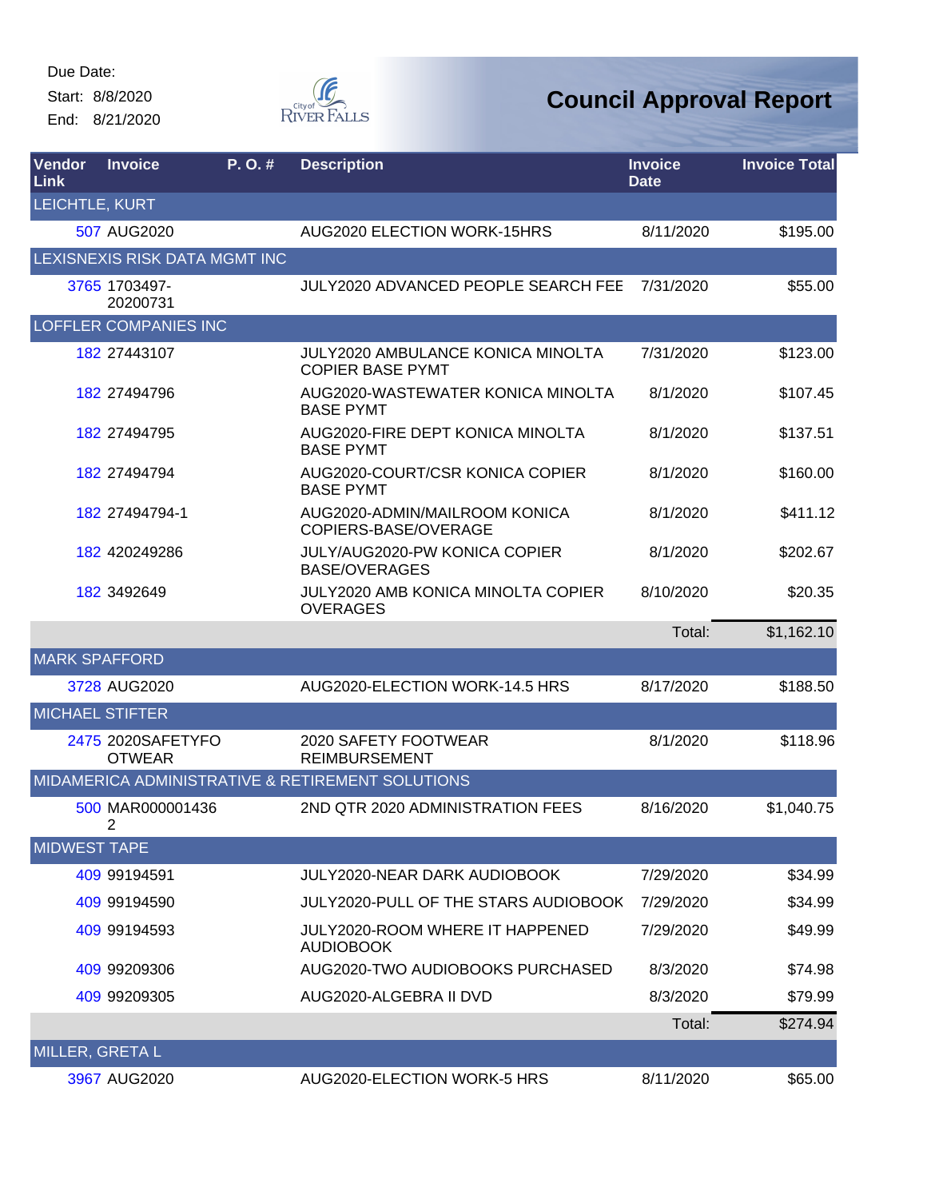Due Date:
Start: 8/8/2020
End: 8/21/2020

# Council Approval Report

| Vendor Link | Invoice | P. O. # | Description | Invoice Date | Invoice Total |
|---|---|---|---|---|---|
| LEICHTLE, KURT | | | | | |
| 507 | AUG2020 | | AUG2020 ELECTION WORK-15HRS | 8/11/2020 | $195.00 |
| LEXISNEXIS RISK DATA MGMT INC | | | | | |
| 3765 | 1703497-20200731 | | JULY2020 ADVANCED PEOPLE SEARCH FEE | 7/31/2020 | $55.00 |
| LOFFLER COMPANIES INC | | | | | |
| 182 | 27443107 | | JULY2020 AMBULANCE KONICA MINOLTA COPIER BASE PYMT | 7/31/2020 | $123.00 |
| 182 | 27494796 | | AUG2020-WASTEWATER KONICA MINOLTA BASE PYMT | 8/1/2020 | $107.45 |
| 182 | 27494795 | | AUG2020-FIRE DEPT KONICA MINOLTA BASE PYMT | 8/1/2020 | $137.51 |
| 182 | 27494794 | | AUG2020-COURT/CSR KONICA COPIER BASE PYMT | 8/1/2020 | $160.00 |
| 182 | 27494794-1 | | AUG2020-ADMIN/MAILROOM KONICA COPIERS-BASE/OVERAGE | 8/1/2020 | $411.12 |
| 182 | 420249286 | | JULY/AUG2020-PW KONICA COPIER BASE/OVERAGES | 8/1/2020 | $202.67 |
| 182 | 3492649 | | JULY2020 AMB KONICA MINOLTA COPIER OVERAGES | 8/10/2020 | $20.35 |
| | | | | Total: | $1,162.10 |
| MARK SPAFFORD | | | | | |
| 3728 | AUG2020 | | AUG2020-ELECTION WORK-14.5 HRS | 8/17/2020 | $188.50 |
| MICHAEL STIFTER | | | | | |
| 2475 | 2020SAFETYFOOTWEAR | | 2020 SAFETY FOOTWEAR REIMBURSEMENT | 8/1/2020 | $118.96 |
| MIDAMERICA ADMINISTRATIVE & RETIREMENT SOLUTIONS | | | | | |
| 500 | MAR0000014362 | | 2ND QTR 2020 ADMINISTRATION FEES | 8/16/2020 | $1,040.75 |
| MIDWEST TAPE | | | | | |
| 409 | 99194591 | | JULY2020-NEAR DARK AUDIOBOOK | 7/29/2020 | $34.99 |
| 409 | 99194590 | | JULY2020-PULL OF THE STARS AUDIOBOOK | 7/29/2020 | $34.99 |
| 409 | 99194593 | | JULY2020-ROOM WHERE IT HAPPENED AUDIOBOOK | 7/29/2020 | $49.99 |
| 409 | 99209306 | | AUG2020-TWO AUDIOBOOKS PURCHASED | 8/3/2020 | $74.98 |
| 409 | 99209305 | | AUG2020-ALGEBRA II DVD | 8/3/2020 | $79.99 |
| | | | | Total: | $274.94 |
| MILLER, GRETA L | | | | | |
| 3967 | AUG2020 | | AUG2020-ELECTION WORK-5 HRS | 8/11/2020 | $65.00 |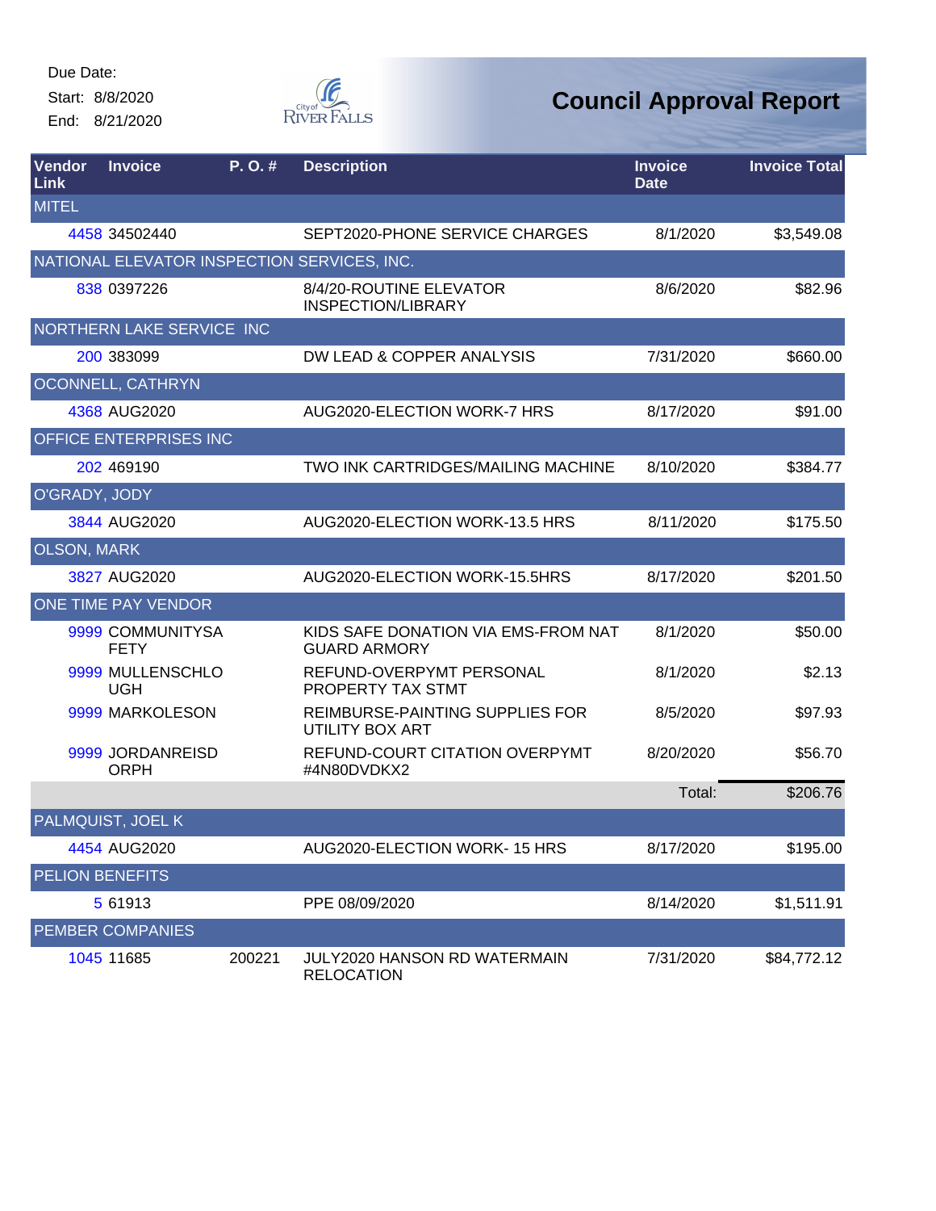Due Date:
Start: 8/8/2020
End: 8/21/2020

# Council Approval Report

| Vendor Link | Invoice | P. O. # | Description | Invoice Date | Invoice Total |
|---|---|---|---|---|---|
| MITEL | | | | | |
| 4458 | 34502440 | | SEPT2020-PHONE SERVICE CHARGES | 8/1/2020 | $3,549.08 |
| NATIONAL ELEVATOR INSPECTION SERVICES, INC. | | | | | |
| 838 | 0397226 | | 8/4/20-ROUTINE ELEVATOR INSPECTION/LIBRARY | 8/6/2020 | $82.96 |
| NORTHERN LAKE SERVICE INC | | | | | |
| 200 | 383099 | | DW LEAD & COPPER ANALYSIS | 7/31/2020 | $660.00 |
| OCONNELL, CATHRYN | | | | | |
| 4368 | AUG2020 | | AUG2020-ELECTION WORK-7 HRS | 8/17/2020 | $91.00 |
| OFFICE ENTERPRISES INC | | | | | |
| 202 | 469190 | | TWO INK CARTRIDGES/MAILING MACHINE | 8/10/2020 | $384.77 |
| O'GRADY, JODY | | | | | |
| 3844 | AUG2020 | | AUG2020-ELECTION WORK-13.5 HRS | 8/11/2020 | $175.50 |
| OLSON, MARK | | | | | |
| 3827 | AUG2020 | | AUG2020-ELECTION WORK-15.5HRS | 8/17/2020 | $201.50 |
| ONE TIME PAY VENDOR | | | | | |
| 9999 | COMMUNITYSAFETY | | KIDS SAFE DONATION VIA EMS-FROM NAT GUARD ARMORY | 8/1/2020 | $50.00 |
| 9999 | MULLENSCHLOUGH | | REFUND-OVERPYMT PERSONAL PROPERTY TAX STMT | 8/1/2020 | $2.13 |
| 9999 | MARKOLESON | | REIMBURSE-PAINTING SUPPLIES FOR UTILITY BOX ART | 8/5/2020 | $97.93 |
| 9999 | JORDANREISDORPH | | REFUND-COURT CITATION OVERPYMT #4N80DVDKX2 | 8/20/2020 | $56.70 |
| | | | | Total: | $206.76 |
| PALMQUIST, JOEL K | | | | | |
| 4454 | AUG2020 | | AUG2020-ELECTION WORK- 15 HRS | 8/17/2020 | $195.00 |
| PELION BENEFITS | | | | | |
| 5 | 61913 | | PPE 08/09/2020 | 8/14/2020 | $1,511.91 |
| PEMBER COMPANIES | | | | | |
| 1045 | 11685 | 200221 | JULY2020 HANSON RD WATERMAIN RELOCATION | 7/31/2020 | $84,772.12 |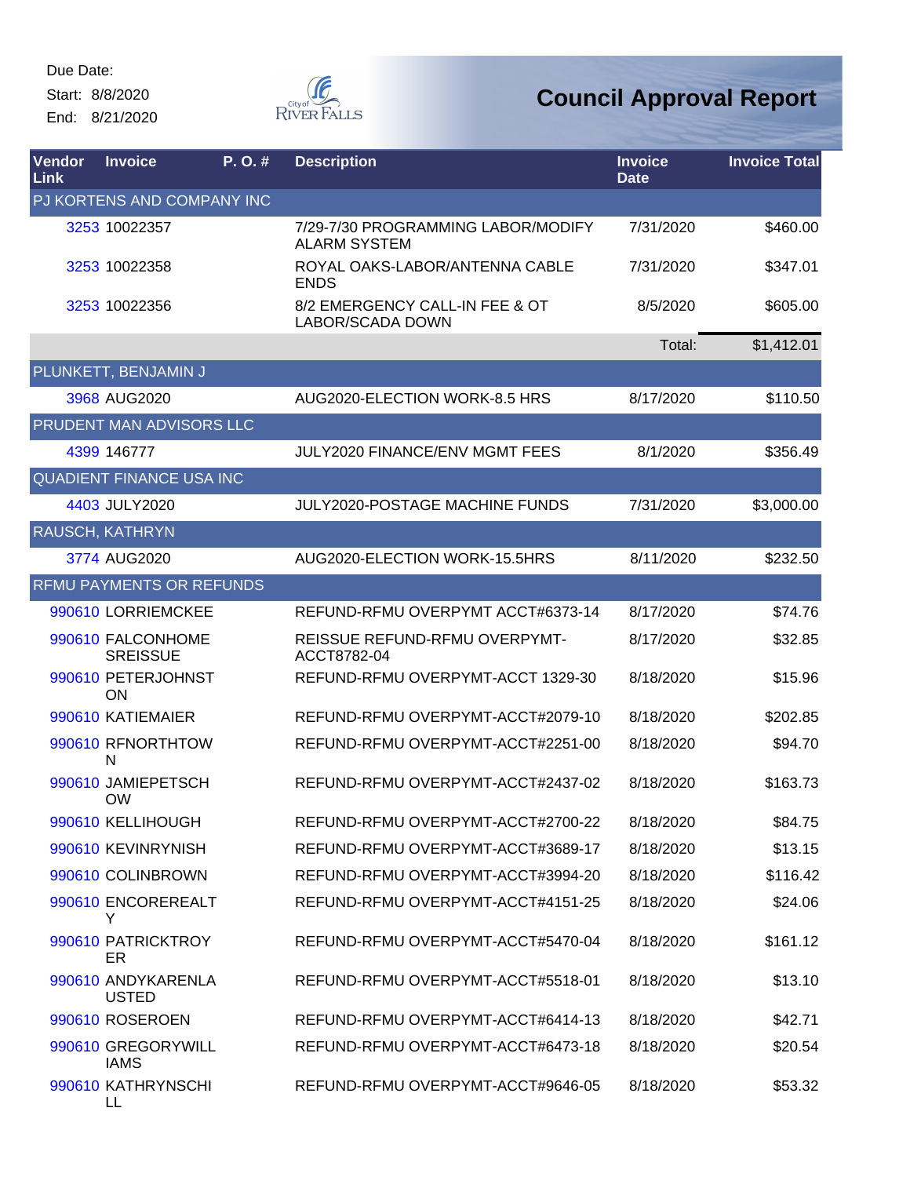Due Date:

Start: 8/8/2020

End: 8/21/2020

# Council Approval Report

| Vendor Link | Invoice | P. O. # | Description | Invoice Date | Invoice Total |
|---|---|---|---|---|---|
| **PJ KORTENS AND COMPANY INC** | | | | | |
| 3253 | 10022357 | | 7/29-7/30 PROGRAMMING LABOR/MODIFY ALARM SYSTEM | 7/31/2020 | $460.00 |
| 3253 | 10022358 | | ROYAL OAKS-LABOR/ANTENNA CABLE ENDS | 7/31/2020 | $347.01 |
| 3253 | 10022356 | | 8/2 EMERGENCY CALL-IN FEE & OT LABOR/SCADA DOWN | 8/5/2020 | $605.00 |
| | | | | Total: | $1,412.01 |
| **PLUNKETT, BENJAMIN J** | | | | | |
| 3968 | AUG2020 | | AUG2020-ELECTION WORK-8.5 HRS | 8/17/2020 | $110.50 |
| **PRUDENT MAN ADVISORS LLC** | | | | | |
| 4399 | 146777 | | JULY2020 FINANCE/ENV MGMT FEES | 8/1/2020 | $356.49 |
| **QUADIENT FINANCE USA INC** | | | | | |
| 4403 | JULY2020 | | JULY2020-POSTAGE MACHINE FUNDS | 7/31/2020 | $3,000.00 |
| **RAUSCH, KATHRYN** | | | | | |
| 3774 | AUG2020 | | AUG2020-ELECTION WORK-15.5HRS | 8/11/2020 | $232.50 |
| **RFMU PAYMENTS OR REFUNDS** | | | | | |
| 990610 | LORRIEMCKEE | | REFUND-RFMU OVERPYMT ACCT#6373-14 | 8/17/2020 | $74.76 |
| 990610 | FALCONHOME SREISSUE | | REISSUE REFUND-RFMU OVERPYMT-ACCT8782-04 | 8/17/2020 | $32.85 |
| 990610 | PETERJOHNSTON | | REFUND-RFMU OVERPYMT-ACCT 1329-30 | 8/18/2020 | $15.96 |
| 990610 | KATIEMAIER | | REFUND-RFMU OVERPYMT-ACCT#2079-10 | 8/18/2020 | $202.85 |
| 990610 | RFNORTHTOWN | | REFUND-RFMU OVERPYMT-ACCT#2251-00 | 8/18/2020 | $94.70 |
| 990610 | JAMIEPETSCHOW | | REFUND-RFMU OVERPYMT-ACCT#2437-02 | 8/18/2020 | $163.73 |
| 990610 | KELLIHOUGH | | REFUND-RFMU OVERPYMT-ACCT#2700-22 | 8/18/2020 | $84.75 |
| 990610 | KEVINRYNISH | | REFUND-RFMU OVERPYMT-ACCT#3689-17 | 8/18/2020 | $13.15 |
| 990610 | COLINBROWN | | REFUND-RFMU OVERPYMT-ACCT#3994-20 | 8/18/2020 | $116.42 |
| 990610 | ENCOREREALTY | | REFUND-RFMU OVERPYMT-ACCT#4151-25 | 8/18/2020 | $24.06 |
| 990610 | PATRICKTROYER | | REFUND-RFMU OVERPYMT-ACCT#5470-04 | 8/18/2020 | $161.12 |
| 990610 | ANDYKARENLAUSTED | | REFUND-RFMU OVERPYMT-ACCT#5518-01 | 8/18/2020 | $13.10 |
| 990610 | ROSEROEN | | REFUND-RFMU OVERPYMT-ACCT#6414-13 | 8/18/2020 | $42.71 |
| 990610 | GREGORYWILLIAMS | | REFUND-RFMU OVERPYMT-ACCT#6473-18 | 8/18/2020 | $20.54 |
| 990610 | KATHRYNSCHILL | | REFUND-RFMU OVERPYMT-ACCT#9646-05 | 8/18/2020 | $53.32 |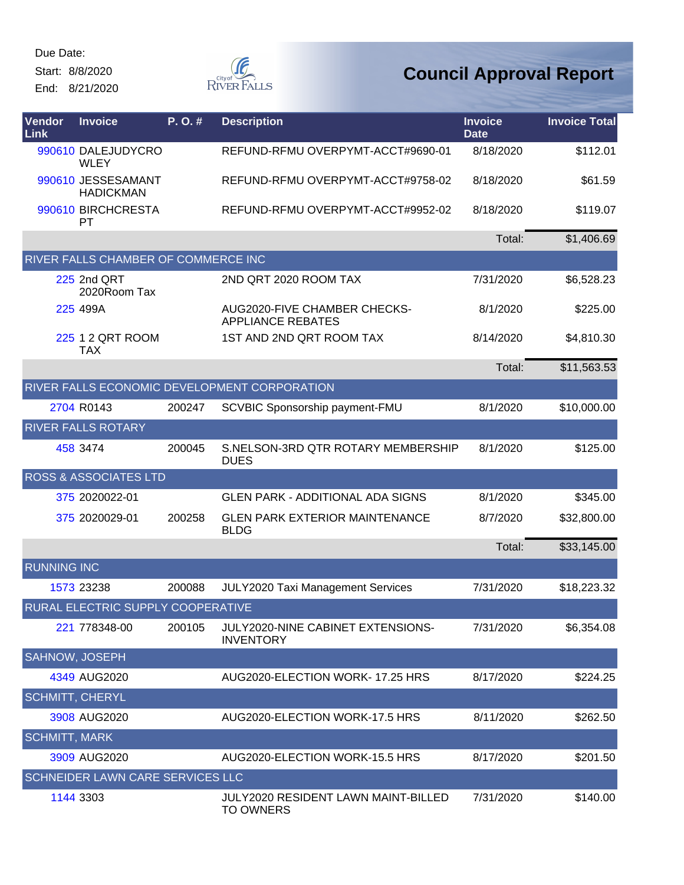Due Date:

Start: 8/8/2020

End: 8/21/2020

# Council Approval Report

| Vendor Link | Invoice | P. O. # | Description | Invoice Date | Invoice Total |
|---|---|---|---|---|---|
| 990610 | DALEJUDYCROWLEY | | REFUND-RFMU OVERPYMT-ACCT#9690-01 | 8/18/2020 | $112.01 |
| 990610 | JESSESAMANTHADICKMAN | | REFUND-RFMU OVERPYMT-ACCT#9758-02 | 8/18/2020 | $61.59 |
| 990610 | BIRCHCRESTAPT | | REFUND-RFMU OVERPYMT-ACCT#9952-02 | 8/18/2020 | $119.07 |
| | | | | Total: | $1,406.69 |
| RIVER FALLS CHAMBER OF COMMERCE INC | | | | | |
| 225 | 2nd QRT 2020Room Tax | | 2ND QRT 2020 ROOM TAX | 7/31/2020 | $6,528.23 |
| 225 | 499A | | AUG2020-FIVE CHAMBER CHECKS-APPLIANCE REBATES | 8/1/2020 | $225.00 |
| 225 | 1 2 QRT ROOM TAX | | 1ST AND 2ND QRT ROOM TAX | 8/14/2020 | $4,810.30 |
| | | | | Total: | $11,563.53 |
| RIVER FALLS ECONOMIC DEVELOPMENT CORPORATION | | | | | |
| 2704 | R0143 | 200247 | SCVBIC Sponsorship payment-FMU | 8/1/2020 | $10,000.00 |
| RIVER FALLS ROTARY | | | | | |
| 458 | 3474 | 200045 | S.NELSON-3RD QTR ROTARY MEMBERSHIP DUES | 8/1/2020 | $125.00 |
| ROSS & ASSOCIATES LTD | | | | | |
| 375 | 2020022-01 | | GLEN PARK - ADDITIONAL ADA SIGNS | 8/1/2020 | $345.00 |
| 375 | 2020029-01 | 200258 | GLEN PARK EXTERIOR MAINTENANCE BLDG | 8/7/2020 | $32,800.00 |
| | | | | Total: | $33,145.00 |
| RUNNING INC | | | | | |
| 1573 | 23238 | 200088 | JULY2020 Taxi Management Services | 7/31/2020 | $18,223.32 |
| RURAL ELECTRIC SUPPLY COOPERATIVE | | | | | |
| 221 | 778348-00 | 200105 | JULY2020-NINE CABINET EXTENSIONS-INVENTORY | 7/31/2020 | $6,354.08 |
| SAHNOW, JOSEPH | | | | | |
| 4349 | AUG2020 | | AUG2020-ELECTION WORK- 17.25 HRS | 8/17/2020 | $224.25 |
| SCHMITT, CHERYL | | | | | |
| 3908 | AUG2020 | | AUG2020-ELECTION WORK-17.5 HRS | 8/11/2020 | $262.50 |
| SCHMITT, MARK | | | | | |
| 3909 | AUG2020 | | AUG2020-ELECTION WORK-15.5 HRS | 8/17/2020 | $201.50 |
| SCHNEIDER LAWN CARE SERVICES LLC | | | | | |
| 1144 | 3303 | | JULY2020 RESIDENT LAWN MAINT-BILLED TO OWNERS | 7/31/2020 | $140.00 |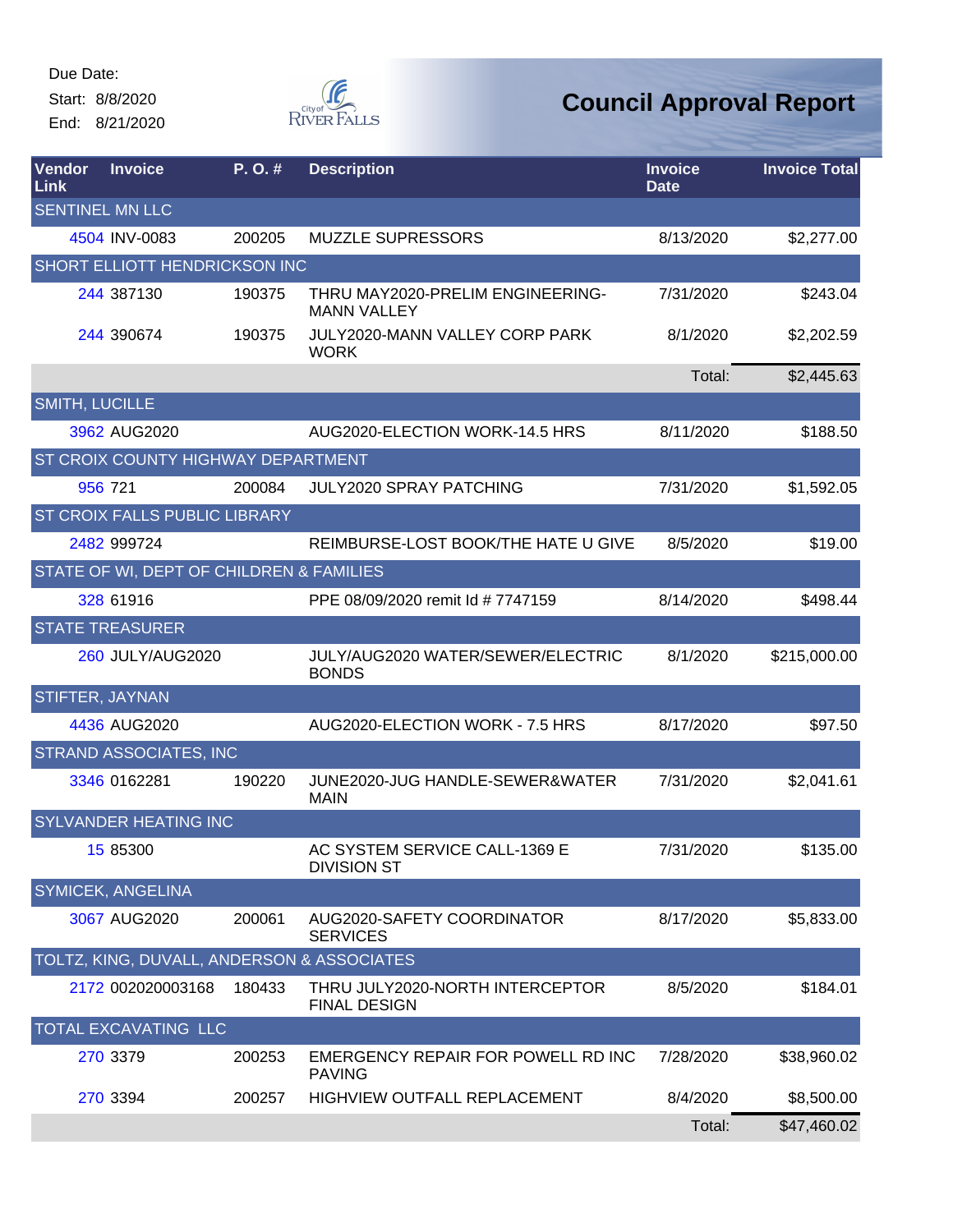Due Date:
Start: 8/8/2020
End: 8/21/2020

# Council Approval Report

| Vendor Link | Invoice | P. O. # | Description | Invoice Date | Invoice Total |
|---|---|---|---|---|---|
| SENTINEL MN LLC | | | | | |
| 4504 | INV-0083 | 200205 | MUZZLE SUPRESSORS | 8/13/2020 | $2,277.00 |
| SHORT ELLIOTT HENDRICKSON INC | | | | | |
| 244 | 387130 | 190375 | THRU MAY2020-PRELIM ENGINEERING-MANN VALLEY | 7/31/2020 | $243.04 |
| 244 | 390674 | 190375 | JULY2020-MANN VALLEY CORP PARK WORK | 8/1/2020 | $2,202.59 |
| | | | | Total: | $2,445.63 |
| SMITH, LUCILLE | | | | | |
| 3962 | AUG2020 | | AUG2020-ELECTION WORK-14.5 HRS | 8/11/2020 | $188.50 |
| ST CROIX COUNTY HIGHWAY DEPARTMENT | | | | | |
| 956 | 721 | 200084 | JULY2020 SPRAY PATCHING | 7/31/2020 | $1,592.05 |
| ST CROIX FALLS PUBLIC LIBRARY | | | | | |
| 2482 | 999724 | | REIMBURSE-LOST BOOK/THE HATE U GIVE | 8/5/2020 | $19.00 |
| STATE OF WI, DEPT OF CHILDREN & FAMILIES | | | | | |
| 328 | 61916 | | PPE 08/09/2020 remit Id # 7747159 | 8/14/2020 | $498.44 |
| STATE TREASURER | | | | | |
| 260 | JULY/AUG2020 | | JULY/AUG2020 WATER/SEWER/ELECTRIC BONDS | 8/1/2020 | $215,000.00 |
| STIFTER, JAYNAN | | | | | |
| 4436 | AUG2020 | | AUG2020-ELECTION WORK - 7.5 HRS | 8/17/2020 | $97.50 |
| STRAND ASSOCIATES, INC | | | | | |
| 3346 | 0162281 | 190220 | JUNE2020-JUG HANDLE-SEWER&WATER MAIN | 7/31/2020 | $2,041.61 |
| SYLVANDER HEATING INC | | | | | |
| 15 | 85300 | | AC SYSTEM SERVICE CALL-1369 E DIVISION ST | 7/31/2020 | $135.00 |
| SYMICEK, ANGELINA | | | | | |
| 3067 | AUG2020 | 200061 | AUG2020-SAFETY COORDINATOR SERVICES | 8/17/2020 | $5,833.00 |
| TOLTZ, KING, DUVALL, ANDERSON & ASSOCIATES | | | | | |
| 2172 | 002020003168 | 180433 | THRU JULY2020-NORTH INTERCEPTOR FINAL DESIGN | 8/5/2020 | $184.01 |
| TOTAL EXCAVATING LLC | | | | | |
| 270 | 3379 | 200253 | EMERGENCY REPAIR FOR POWELL RD INC PAVING | 7/28/2020 | $38,960.02 |
| 270 | 3394 | 200257 | HIGHVIEW OUTFALL REPLACEMENT | 8/4/2020 | $8,500.00 |
| | | | | Total: | $47,460.02 |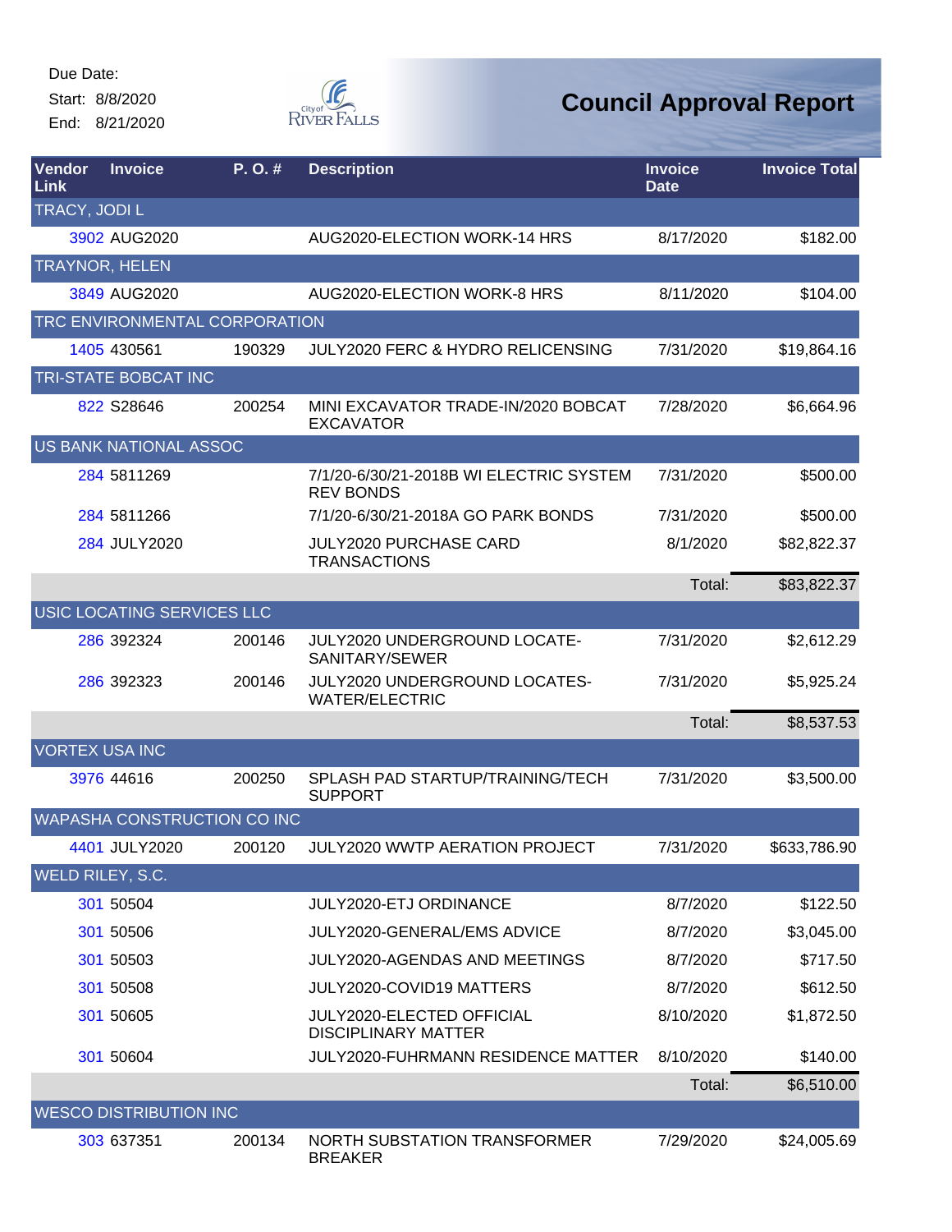Due Date:

Start: 8/8/2020

End: 8/21/2020

City of River Falls

# Council Approval Report

| Vendor Link | Invoice | P. O. # | Description | Invoice Date | Invoice Total |
|---|---|---|---|---|---|
| TRACY, JODI L | | | | | |
| 3902 | AUG2020 | | AUG2020-ELECTION WORK-14 HRS | 8/17/2020 | $182.00 |
| TRAYNOR, HELEN | | | | | |
| 3849 | AUG2020 | | AUG2020-ELECTION WORK-8 HRS | 8/11/2020 | $104.00 |
| TRC ENVIRONMENTAL CORPORATION | | | | | |
| 1405 | 430561 | 190329 | JULY2020 FERC & HYDRO RELICENSING | 7/31/2020 | $19,864.16 |
| TRI-STATE BOBCAT INC | | | | | |
| 822 | S28646 | 200254 | MINI EXCAVATOR TRADE-IN/2020 BOBCAT EXCAVATOR | 7/28/2020 | $6,664.96 |
| US BANK NATIONAL ASSOC | | | | | |
| 284 | 5811269 | | 7/1/20-6/30/21-2018B WI ELECTRIC SYSTEM REV BONDS | 7/31/2020 | $500.00 |
| 284 | 5811266 | | 7/1/20-6/30/21-2018A GO PARK BONDS | 7/31/2020 | $500.00 |
| 284 | JULY2020 | | JULY2020 PURCHASE CARD TRANSACTIONS | 8/1/2020 | $82,822.37 |
| | | | | Total: | $83,822.37 |
| USIC LOCATING SERVICES LLC | | | | | |
| 286 | 392324 | 200146 | JULY2020 UNDERGROUND LOCATE-SANITARY/SEWER | 7/31/2020 | $2,612.29 |
| 286 | 392323 | 200146 | JULY2020 UNDERGROUND LOCATES-WATER/ELECTRIC | 7/31/2020 | $5,925.24 |
| | | | | Total: | $8,537.53 |
| VORTEX USA INC | | | | | |
| 3976 | 44616 | 200250 | SPLASH PAD STARTUP/TRAINING/TECH SUPPORT | 7/31/2020 | $3,500.00 |
| WAPASHA CONSTRUCTION CO INC | | | | | |
| 4401 | JULY2020 | 200120 | JULY2020 WWTP AERATION PROJECT | 7/31/2020 | $633,786.90 |
| WELD RILEY, S.C. | | | | | |
| 301 | 50504 | | JULY2020-ETJ ORDINANCE | 8/7/2020 | $122.50 |
| 301 | 50506 | | JULY2020-GENERAL/EMS ADVICE | 8/7/2020 | $3,045.00 |
| 301 | 50503 | | JULY2020-AGENDAS AND MEETINGS | 8/7/2020 | $717.50 |
| 301 | 50508 | | JULY2020-COVID19 MATTERS | 8/7/2020 | $612.50 |
| 301 | 50605 | | JULY2020-ELECTED OFFICIAL DISCIPLINARY MATTER | 8/10/2020 | $1,872.50 |
| 301 | 50604 | | JULY2020-FUHRMANN RESIDENCE MATTER | 8/10/2020 | $140.00 |
| | | | | Total: | $6,510.00 |
| WESCO DISTRIBUTION INC | | | | | |
| 303 | 637351 | 200134 | NORTH SUBSTATION TRANSFORMER BREAKER | 7/29/2020 | $24,005.69 |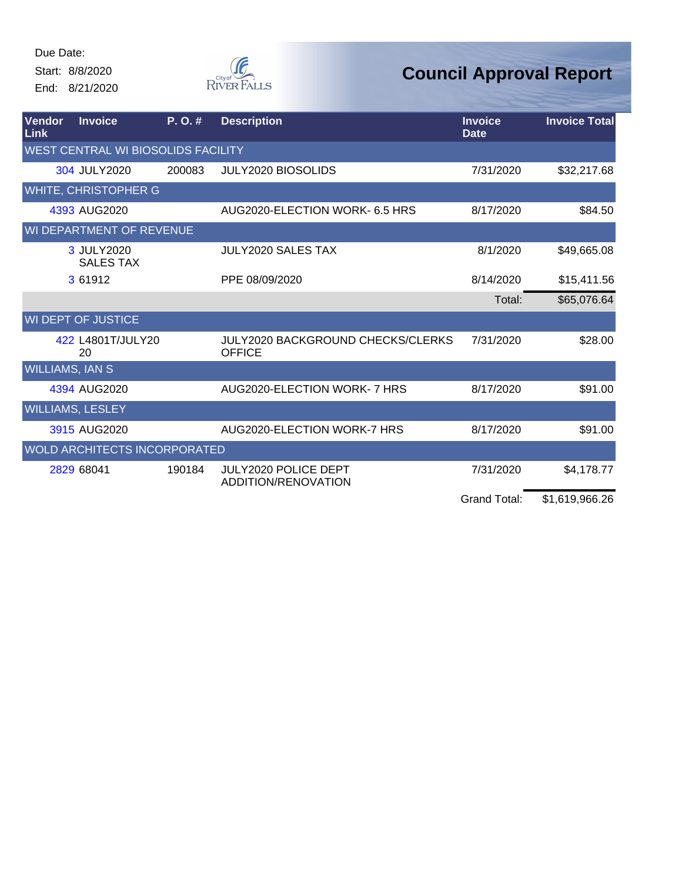Due Date:
Start: 8/8/2020
End: 8/21/2020

City of River Falls

# Council Approval Report

| Vendor Link | Invoice | P. O. # | Description | Invoice Date | Invoice Total |
|---|---|---|---|---|---|
| WEST CENTRAL WI BIOSOLIDS FACILITY | | | | | |
| 304 | JULY2020 | 200083 | JULY2020 BIOSOLIDS | 7/31/2020 | $32,217.68 |
| WHITE, CHRISTOPHER G | | | | | |
| 4393 | AUG2020 | | AUG2020-ELECTION WORK- 6.5 HRS | 8/17/2020 | $84.50 |
| WI DEPARTMENT OF REVENUE | | | | | |
| 3 | JULY2020 SALES TAX | | JULY2020 SALES TAX | 8/1/2020 | $49,665.08 |
| 3 | 61912 | | PPE 08/09/2020 | 8/14/2020 | $15,411.56 |
| | | | | Total: | $65,076.64 |
| WI DEPT OF JUSTICE | | | | | |
| 422 | L4801T/JULY2020 | | JULY2020 BACKGROUND CHECKS/CLERKS OFFICE | 7/31/2020 | $28.00 |
| WILLIAMS, IAN S | | | | | |
| 4394 | AUG2020 | | AUG2020-ELECTION WORK- 7 HRS | 8/17/2020 | $91.00 |
| WILLIAMS, LESLEY | | | | | |
| 3915 | AUG2020 | | AUG2020-ELECTION WORK-7 HRS | 8/17/2020 | $91.00 |
| WOLD ARCHITECTS INCORPORATED | | | | | |
| 2829 | 68041 | 190184 | JULY2020 POLICE DEPT ADDITION/RENOVATION | 7/31/2020 | $4,178.77 |
| | | | | Grand Total: | $1,619,966.26 |